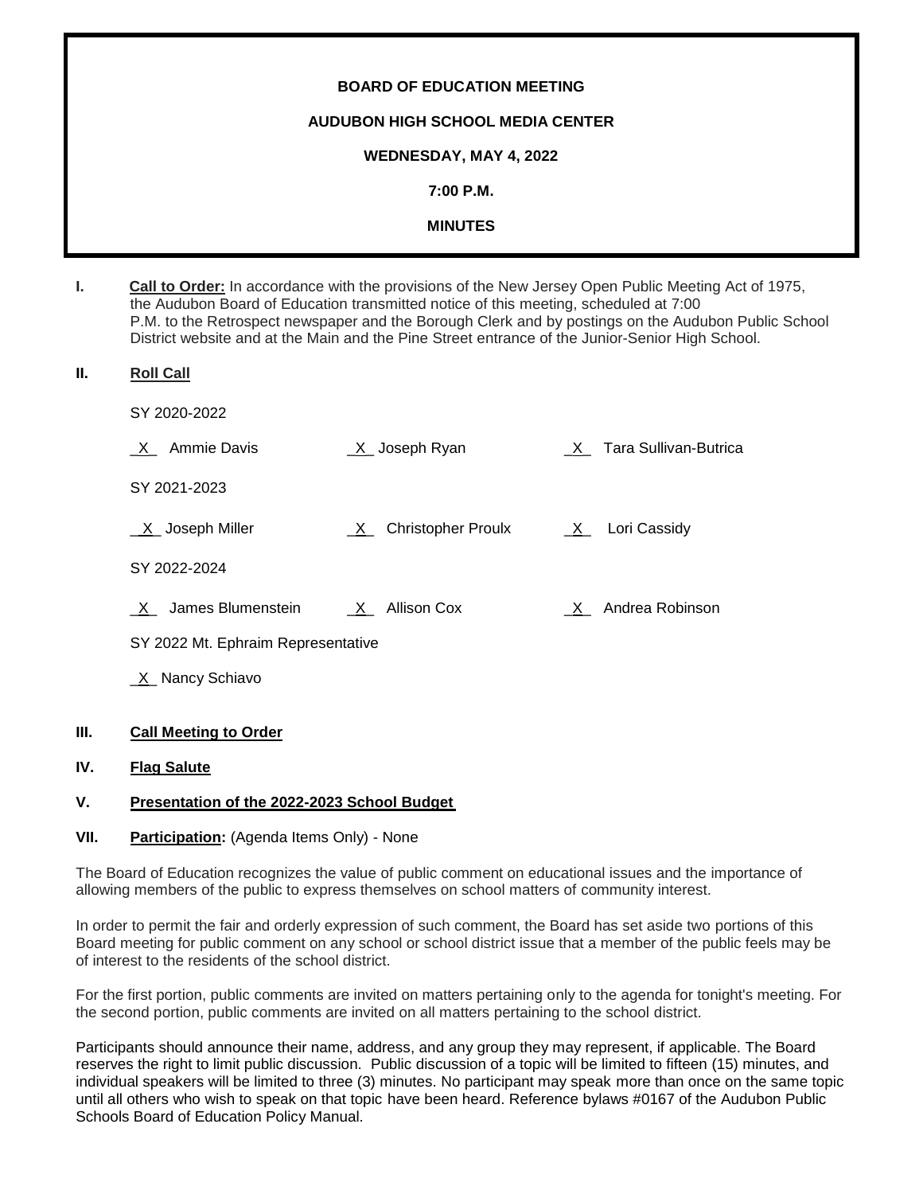**BOARD OF EDUCATION MEETING**

**AUDUBON HIGH SCHOOL MEDIA CENTER**

**WEDNESDAY, MAY 4, 2022**

**7:00 P.M.**

**MINUTES**

**I.** **Call to Order:** In accordance with the provisions of the New Jersey Open Public Meeting Act of 1975, the Audubon Board of Education transmitted notice of this meeting, scheduled at 7:00 P.M. to the Retrospect newspaper and the Borough Clerk and by postings on the Audubon Public School District website and at the Main and the Pine Street entrance of the Junior-Senior High School.

**II.** **Roll Call**

SY 2020-2022

_X_ Ammie Davis _X_ Joseph Ryan _X_ Tara Sullivan-Butrica

SY 2021-2023

_X_ Joseph Miller _X_ Christopher Proulx _X_ Lori Cassidy

SY 2022-2024

_X_ James Blumenstein _X_ Allison Cox _X_ Andrea Robinson

SY 2022 Mt. Ephraim Representative

_X_ Nancy Schiavo

**III.** **Call Meeting to Order**

**IV.** **Flag Salute**

**V.** **Presentation of the 2022-2023 School Budget**

**VII.** **Participation:** (Agenda Items Only) - None

The Board of Education recognizes the value of public comment on educational issues and the importance of allowing members of the public to express themselves on school matters of community interest.

In order to permit the fair and orderly expression of such comment, the Board has set aside two portions of this Board meeting for public comment on any school or school district issue that a member of the public feels may be of interest to the residents of the school district.

For the first portion, public comments are invited on matters pertaining only to the agenda for tonight's meeting. For the second portion, public comments are invited on all matters pertaining to the school district.

Participants should announce their name, address, and any group they may represent, if applicable. The Board reserves the right to limit public discussion. Public discussion of a topic will be limited to fifteen (15) minutes, and individual speakers will be limited to three (3) minutes. No participant may speak more than once on the same topic until all others who wish to speak on that topic have been heard. Reference bylaws #0167 of the Audubon Public Schools Board of Education Policy Manual.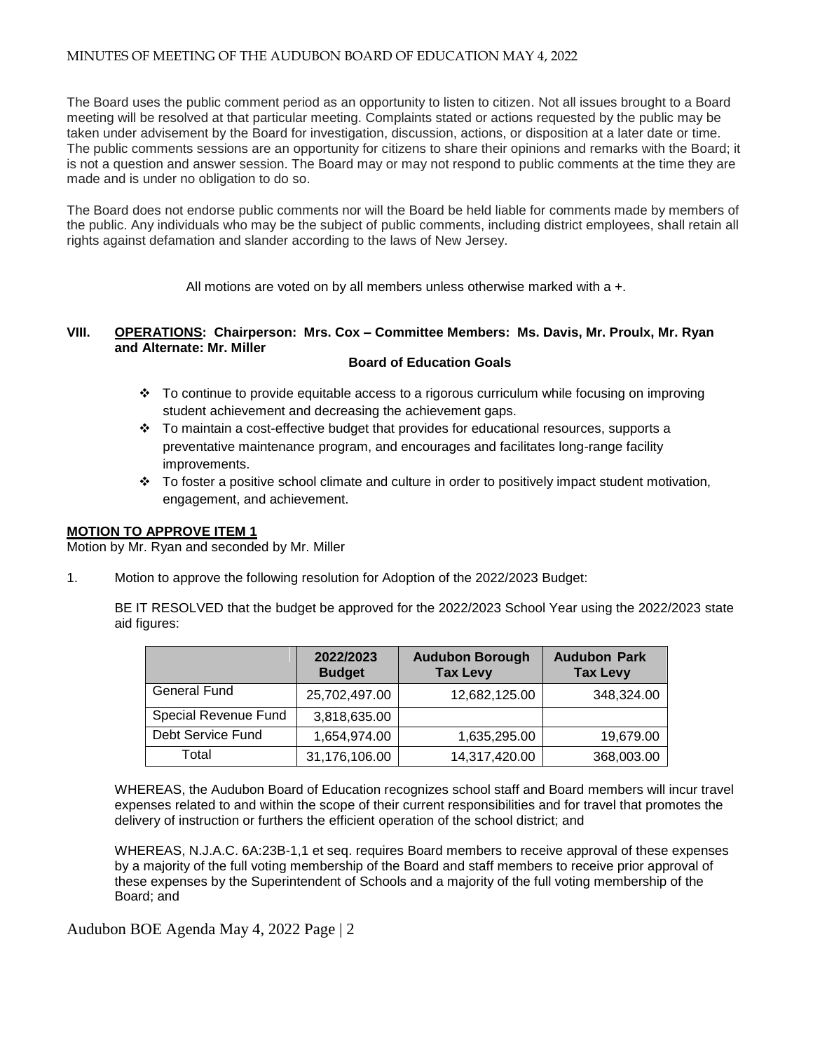The Board uses the public comment period as an opportunity to listen to citizen. Not all issues brought to a Board meeting will be resolved at that particular meeting. Complaints stated or actions requested by the public may be taken under advisement by the Board for investigation, discussion, actions, or disposition at a later date or time. The public comments sessions are an opportunity for citizens to share their opinions and remarks with the Board; it is not a question and answer session. The Board may or may not respond to public comments at the time they are made and is under no obligation to do so.

The Board does not endorse public comments nor will the Board be held liable for comments made by members of the public. Any individuals who may be the subject of public comments, including district employees, shall retain all rights against defamation and slander according to the laws of New Jersey.

All motions are voted on by all members unless otherwise marked with a +.

## VIII. OPERATIONS: Chairperson: Mrs. Cox – Committee Members: Ms. Davis, Mr. Proulx, Mr. Ryan and Alternate: Mr. Miller

**Board of Education Goals**

- To continue to provide equitable access to a rigorous curriculum while focusing on improving student achievement and decreasing the achievement gaps.
- To maintain a cost-effective budget that provides for educational resources, supports a preventative maintenance program, and encourages and facilitates long-range facility improvements.
- To foster a positive school climate and culture in order to positively impact student motivation, engagement, and achievement.

**MOTION TO APPROVE ITEM 1**

Motion by Mr. Ryan and seconded by Mr. Miller

1. Motion to approve the following resolution for Adoption of the 2022/2023 Budget:

   BE IT RESOLVED that the budget be approved for the 2022/2023 School Year using the 2022/2023 state aid figures:

| | 2022/2023 Budget | Audubon Borough Tax Levy | Audubon Park Tax Levy |
|---|---|---|---|
| General Fund | 25,702,497.00 | 12,682,125.00 | 348,324.00 |
| Special Revenue Fund | 3,818,635.00 | | |
| Debt Service Fund | 1,654,974.00 | 1,635,295.00 | 19,679.00 |
| Total | 31,176,106.00 | 14,317,420.00 | 368,003.00 |

   WHEREAS, the Audubon Board of Education recognizes school staff and Board members will incur travel expenses related to and within the scope of their current responsibilities and for travel that promotes the delivery of instruction or furthers the efficient operation of the school district; and

   WHEREAS, N.J.A.C. 6A:23B-1,1 et seq. requires Board members to receive approval of these expenses by a majority of the full voting membership of the Board and staff members to receive prior approval of these expenses by the Superintendent of Schools and a majority of the full voting membership of the Board; and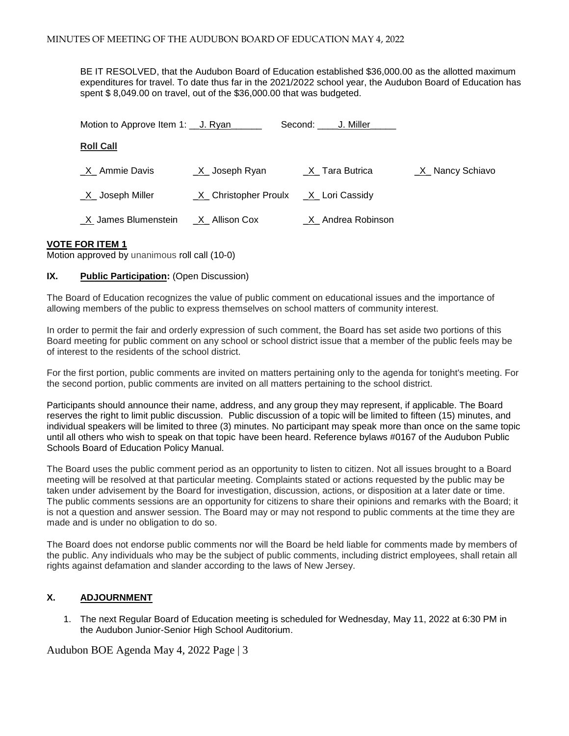BE IT RESOLVED, that the Audubon Board of Education established $36,000.00 as the allotted maximum expenditures for travel. To date thus far in the 2021/2022 school year, the Audubon Board of Education has spent $ 8,049.00 on travel, out of the $36,000.00 that was budgeted.

Motion to Approve Item 1: __J. Ryan______ Second: ____J. Miller_____

**Roll Call**

| | | | |
|---|---|---|---|
| _X_ Ammie Davis | _X_ Joseph Ryan | _X_ Tara Butrica | _X_ Nancy Schiavo |
| _X_ Joseph Miller | _X_ Christopher Proulx | _X_ Lori Cassidy | |
| _X_ James Blumenstein | _X_ Allison Cox | _X_ Andrea Robinson | |

**VOTE FOR ITEM 1**

Motion approved by unanimous roll call (10-0)

## IX. **Public Participation:** (Open Discussion)

The Board of Education recognizes the value of public comment on educational issues and the importance of allowing members of the public to express themselves on school matters of community interest.

In order to permit the fair and orderly expression of such comment, the Board has set aside two portions of this Board meeting for public comment on any school or school district issue that a member of the public feels may be of interest to the residents of the school district.

For the first portion, public comments are invited on matters pertaining only to the agenda for tonight's meeting. For the second portion, public comments are invited on all matters pertaining to the school district.

Participants should announce their name, address, and any group they may represent, if applicable. The Board reserves the right to limit public discussion. Public discussion of a topic will be limited to fifteen (15) minutes, and individual speakers will be limited to three (3) minutes. No participant may speak more than once on the same topic until all others who wish to speak on that topic have been heard. Reference bylaws #0167 of the Audubon Public Schools Board of Education Policy Manual.

The Board uses the public comment period as an opportunity to listen to citizen. Not all issues brought to a Board meeting will be resolved at that particular meeting. Complaints stated or actions requested by the public may be taken under advisement by the Board for investigation, discussion, actions, or disposition at a later date or time. The public comments sessions are an opportunity for citizens to share their opinions and remarks with the Board; it is not a question and answer session. The Board may or may not respond to public comments at the time they are made and is under no obligation to do so.

The Board does not endorse public comments nor will the Board be held liable for comments made by members of the public. Any individuals who may be the subject of public comments, including district employees, shall retain all rights against defamation and slander according to the laws of New Jersey.

## X. **ADJOURNMENT**

1. The next Regular Board of Education meeting is scheduled for Wednesday, May 11, 2022 at 6:30 PM in the Audubon Junior-Senior High School Auditorium.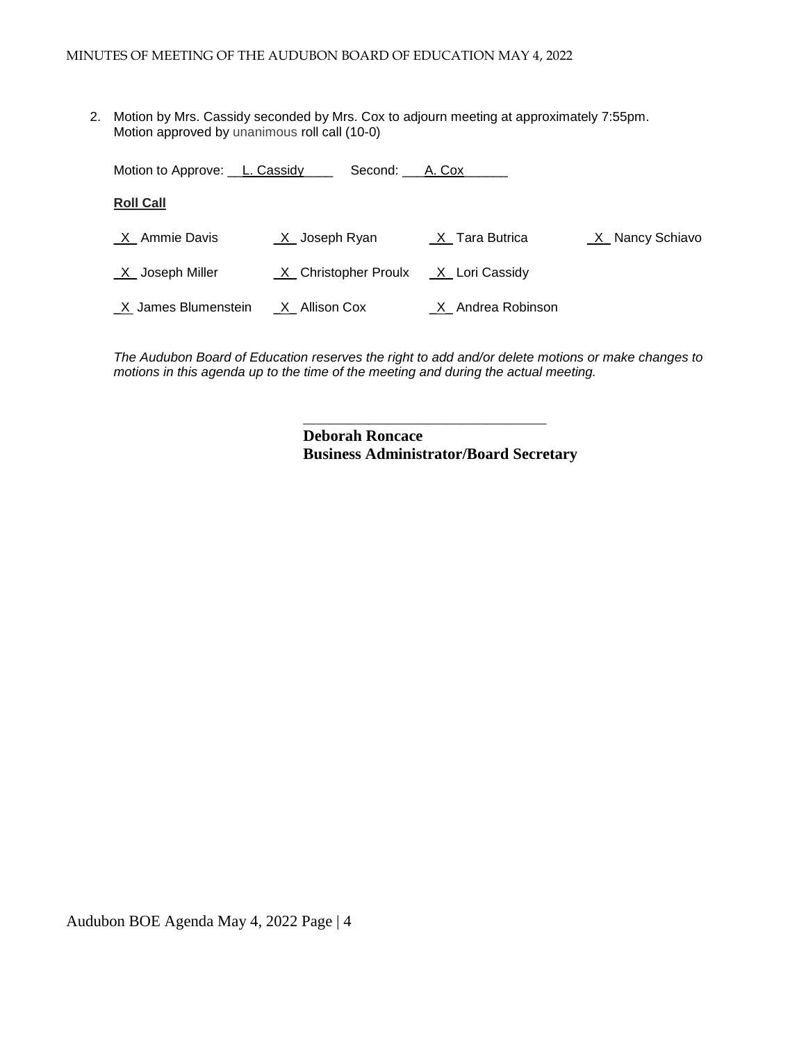2. Motion by Mrs. Cassidy seconded by Mrs. Cox to adjourn meeting at approximately 7:55pm. Motion approved by unanimous roll call (10-0)

Motion to Approve: __L. Cassidy____ Second: ___A. Cox______

**Roll Call**

| | | | |
|---|---|---|---|
| _X_ Ammie Davis | _X_ Joseph Ryan | _X_ Tara Butrica | _X_ Nancy Schiavo |
| _X_ Joseph Miller | _X_ Christopher Proulx | _X_ Lori Cassidy | |
| _X_ James Blumenstein | _X_ Allison Cox | _X_ Andrea Robinson | |

*The Audubon Board of Education reserves the right to add and/or delete motions or make changes to motions in this agenda up to the time of the meeting and during the actual meeting.*

_________________________________

**Deborah Roncace**
**Business Administrator/Board Secretary**